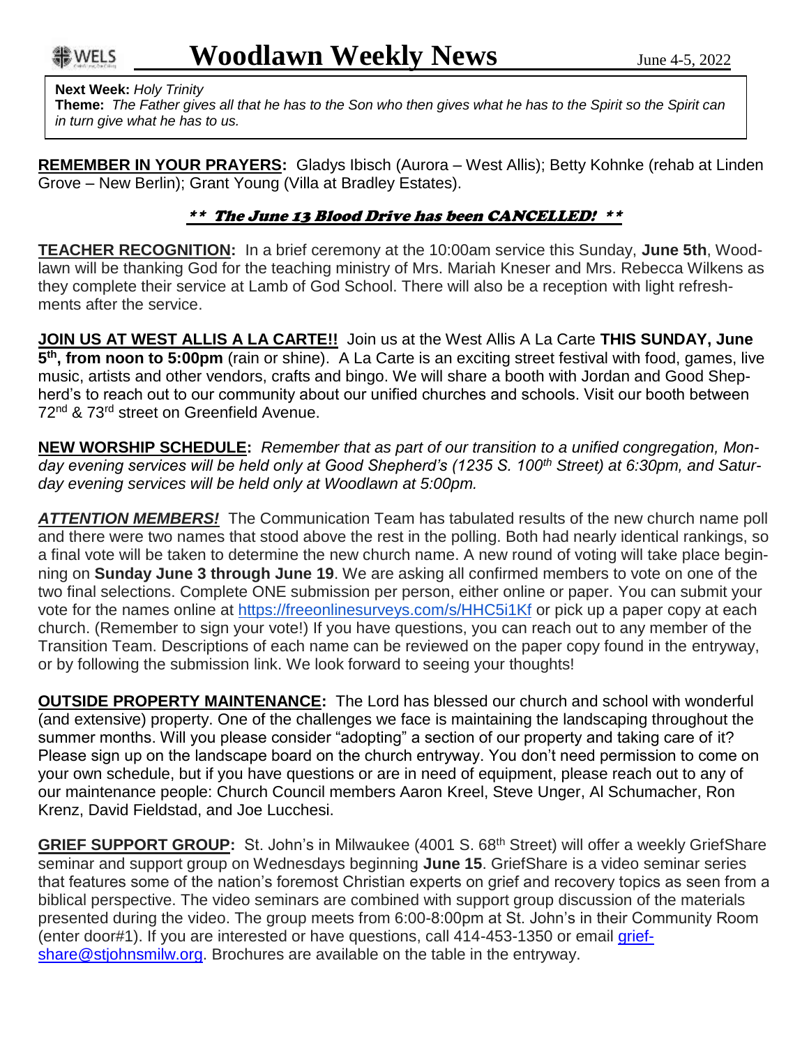WELS

# Woodlawn Weekly News

June 4-5, 2022

**Next Week:** *Holy Trinity*
**Theme:** *The Father gives all that he has to the Son who then gives what he has to the Spirit so the Spirit can in turn give what he has to us.*

**REMEMBER IN YOUR PRAYERS:** Gladys Ibisch (Aurora – West Allis); Betty Kohnke (rehab at Linden Grove – New Berlin); Grant Young (Villa at Bradley Estates).

***\*\* The June 13 Blood Drive has been CANCELLED! \*\****

**TEACHER RECOGNITION:** In a brief ceremony at the 10:00am service this Sunday, **June 5th**, Woodlawn will be thanking God for the teaching ministry of Mrs. Mariah Kneser and Mrs. Rebecca Wilkens as they complete their service at Lamb of God School. There will also be a reception with light refreshments after the service.

**JOIN US AT WEST ALLIS A LA CARTE!!** Join us at the West Allis A La Carte **THIS SUNDAY, June 5th, from noon to 5:00pm** (rain or shine). A La Carte is an exciting street festival with food, games, live music, artists and other vendors, crafts and bingo. We will share a booth with Jordan and Good Shepherd's to reach out to our community about our unified churches and schools. Visit our booth between 72nd & 73rd street on Greenfield Avenue.

**NEW WORSHIP SCHEDULE:** *Remember that as part of our transition to a unified congregation, Monday evening services will be held only at Good Shepherd's (1235 S. 100th Street) at 6:30pm, and Saturday evening services will be held only at Woodlawn at 5:00pm.*

***ATTENTION MEMBERS!*** The Communication Team has tabulated results of the new church name poll and there were two names that stood above the rest in the polling. Both had nearly identical rankings, so a final vote will be taken to determine the new church name. A new round of voting will take place beginning on **Sunday June 3 through June 19**. We are asking all confirmed members to vote on one of the two final selections. Complete ONE submission per person, either online or paper. You can submit your vote for the names online at https://freeonlinesurveys.com/s/HHC5i1Kf or pick up a paper copy at each church. (Remember to sign your vote!) If you have questions, you can reach out to any member of the Transition Team. Descriptions of each name can be reviewed on the paper copy found in the entryway, or by following the submission link. We look forward to seeing your thoughts!

**OUTSIDE PROPERTY MAINTENANCE:** The Lord has blessed our church and school with wonderful (and extensive) property. One of the challenges we face is maintaining the landscaping throughout the summer months. Will you please consider "adopting" a section of our property and taking care of it? Please sign up on the landscape board on the church entryway. You don't need permission to come on your own schedule, but if you have questions or are in need of equipment, please reach out to any of our maintenance people: Church Council members Aaron Kreel, Steve Unger, Al Schumacher, Ron Krenz, David Fieldstad, and Joe Lucchesi.

**GRIEF SUPPORT GROUP:** St. John's in Milwaukee (4001 S. 68th Street) will offer a weekly GriefShare seminar and support group on Wednesdays beginning **June 15**. GriefShare is a video seminar series that features some of the nation's foremost Christian experts on grief and recovery topics as seen from a biblical perspective. The video seminars are combined with support group discussion of the materials presented during the video. The group meets from 6:00-8:00pm at St. John's in their Community Room (enter door#1). If you are interested or have questions, call 414-453-1350 or email griefshare@stjohnsmilw.org. Brochures are available on the table in the entryway.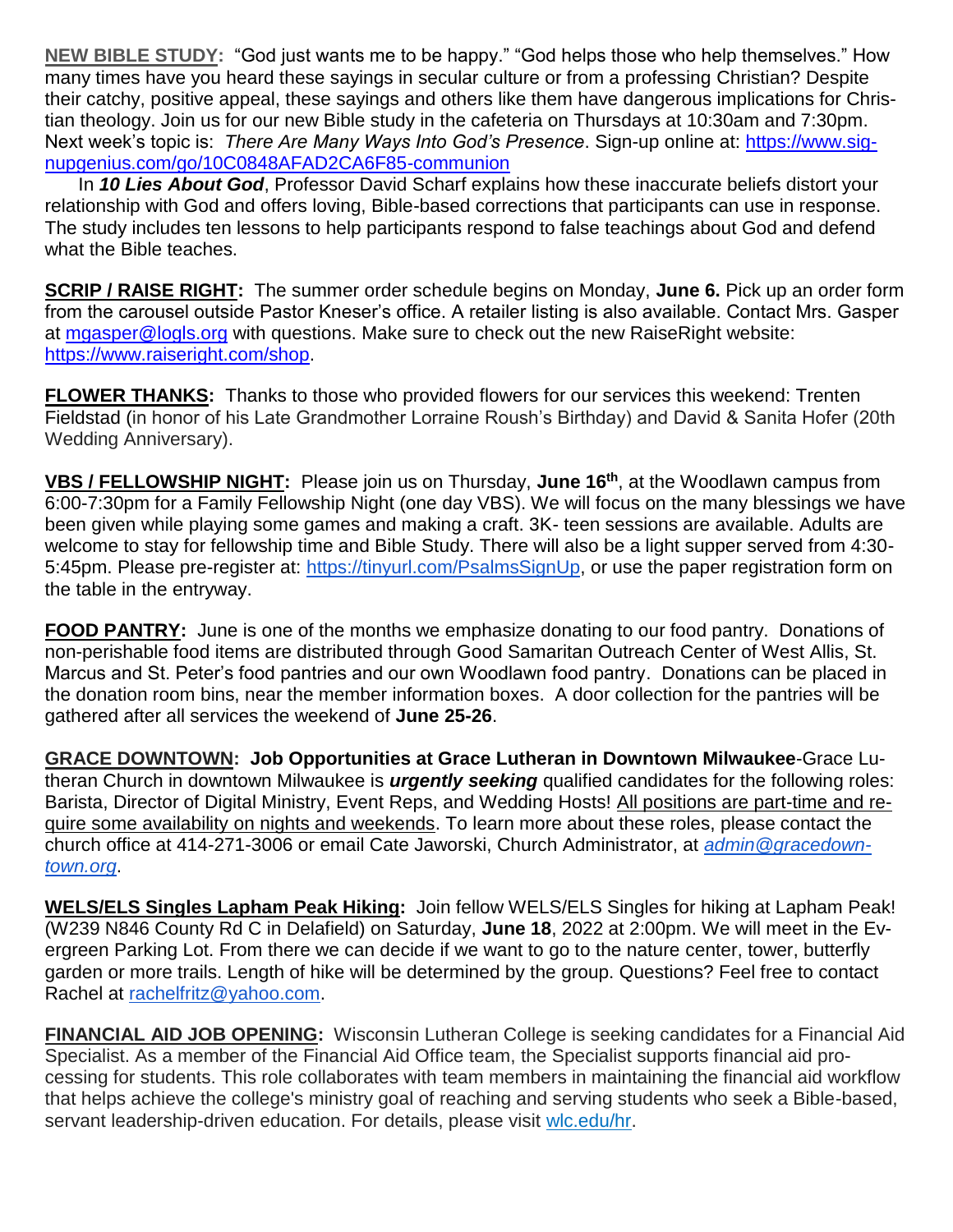**NEW BIBLE STUDY:** "God just wants me to be happy." "God helps those who help themselves." How many times have you heard these sayings in secular culture or from a professing Christian? Despite their catchy, positive appeal, these sayings and others like them have dangerous implications for Christian theology. Join us for our new Bible study in the cafeteria on Thursdays at 10:30am and 7:30pm. Next week's topic is: *There Are Many Ways Into God's Presence*. Sign-up online at: https://www.signupgenius.com/go/10C0848AFAD2CA6F85-communion

In ***10 Lies About God***, Professor David Scharf explains how these inaccurate beliefs distort your relationship with God and offers loving, Bible-based corrections that participants can use in response. The study includes ten lessons to help participants respond to false teachings about God and defend what the Bible teaches.

**SCRIP / RAISE RIGHT:** The summer order schedule begins on Monday, **June 6.** Pick up an order form from the carousel outside Pastor Kneser's office. A retailer listing is also available. Contact Mrs. Gasper at mgasper@logls.org with questions. Make sure to check out the new RaiseRight website: https://www.raiseright.com/shop.

**FLOWER THANKS:** Thanks to those who provided flowers for our services this weekend: Trenten Fieldstad (in honor of his Late Grandmother Lorraine Roush's Birthday) and David & Sanita Hofer (20th Wedding Anniversary).

**VBS / FELLOWSHIP NIGHT:** Please join us on Thursday, **June 16th**, at the Woodlawn campus from 6:00-7:30pm for a Family Fellowship Night (one day VBS). We will focus on the many blessings we have been given while playing some games and making a craft. 3K- teen sessions are available. Adults are welcome to stay for fellowship time and Bible Study. There will also be a light supper served from 4:30-5:45pm. Please pre-register at: https://tinyurl.com/PsalmsSignUp, or use the paper registration form on the table in the entryway.

**FOOD PANTRY:** June is one of the months we emphasize donating to our food pantry. Donations of non-perishable food items are distributed through Good Samaritan Outreach Center of West Allis, St. Marcus and St. Peter's food pantries and our own Woodlawn food pantry. Donations can be placed in the donation room bins, near the member information boxes. A door collection for the pantries will be gathered after all services the weekend of **June 25-26**.

**GRACE DOWNTOWN: Job Opportunities at Grace Lutheran in Downtown Milwaukee**-Grace Lutheran Church in downtown Milwaukee is ***urgently seeking*** qualified candidates for the following roles: Barista, Director of Digital Ministry, Event Reps, and Wedding Hosts! All positions are part-time and require some availability on nights and weekends. To learn more about these roles, please contact the church office at 414-271-3006 or email Cate Jaworski, Church Administrator, at *admin@gracedowntown.org*.

**WELS/ELS Singles Lapham Peak Hiking:** Join fellow WELS/ELS Singles for hiking at Lapham Peak! (W239 N846 County Rd C in Delafield) on Saturday, **June 18**, 2022 at 2:00pm. We will meet in the Evergreen Parking Lot. From there we can decide if we want to go to the nature center, tower, butterfly garden or more trails. Length of hike will be determined by the group. Questions? Feel free to contact Rachel at rachelfritz@yahoo.com.

**FINANCIAL AID JOB OPENING:** Wisconsin Lutheran College is seeking candidates for a Financial Aid Specialist. As a member of the Financial Aid Office team, the Specialist supports financial aid processing for students. This role collaborates with team members in maintaining the financial aid workflow that helps achieve the college's ministry goal of reaching and serving students who seek a Bible-based, servant leadership-driven education. For details, please visit wlc.edu/hr.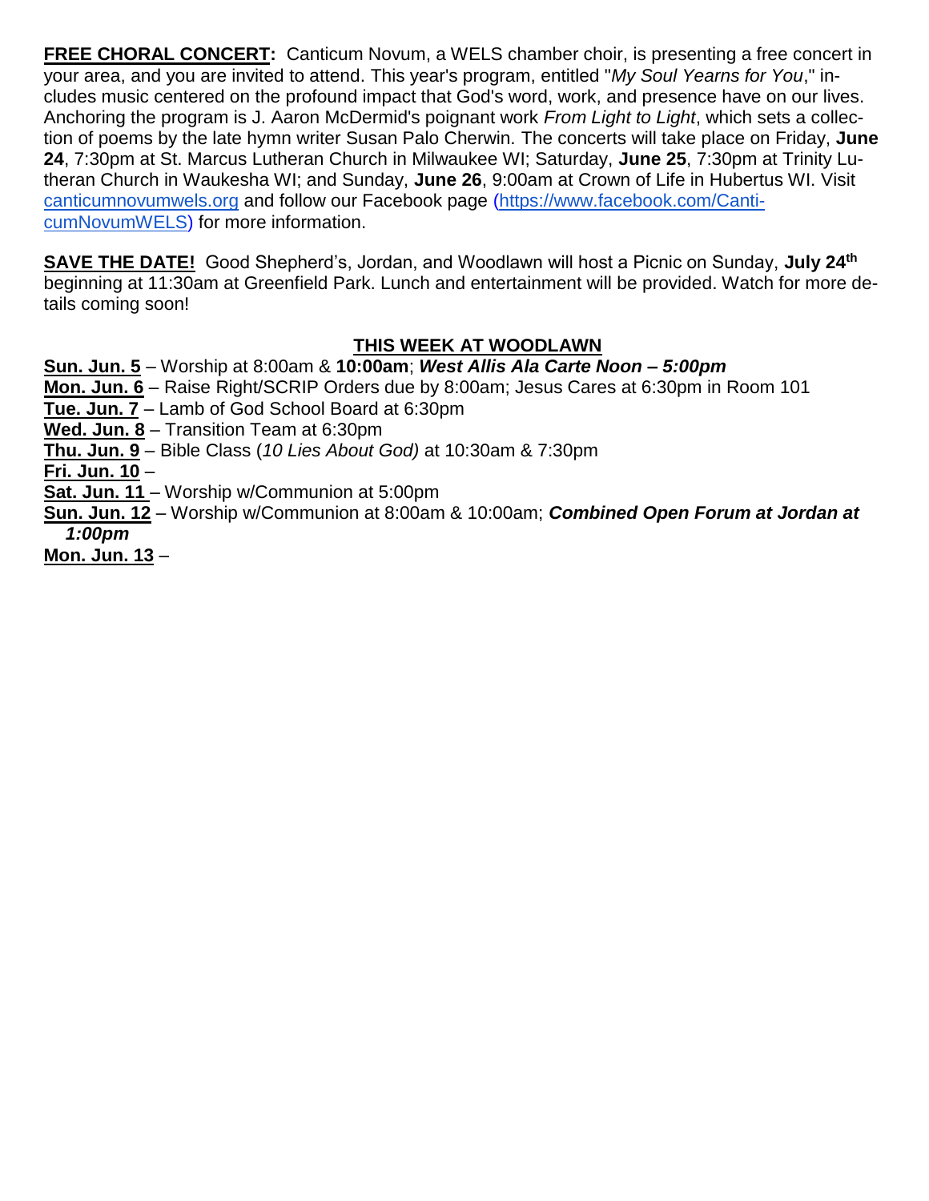**FREE CHORAL CONCERT:** Canticum Novum, a WELS chamber choir, is presenting a free concert in your area, and you are invited to attend. This year's program, entitled "*My Soul Yearns for You*," includes music centered on the profound impact that God's word, work, and presence have on our lives. Anchoring the program is J. Aaron McDermid's poignant work *From Light to Light*, which sets a collection of poems by the late hymn writer Susan Palo Cherwin. The concerts will take place on Friday, **June 24**, 7:30pm at St. Marcus Lutheran Church in Milwaukee WI; Saturday, **June 25**, 7:30pm at Trinity Lutheran Church in Waukesha WI; and Sunday, **June 26**, 9:00am at Crown of Life in Hubertus WI. Visit canticumnovumwels.org and follow our Facebook page (https://www.facebook.com/CanticumNovumWELS) for more information.

**SAVE THE DATE!** Good Shepherd's, Jordan, and Woodlawn will host a Picnic on Sunday, **July 24th** beginning at 11:30am at Greenfield Park. Lunch and entertainment will be provided. Watch for more details coming soon!

## THIS WEEK AT WOODLAWN

**Sun. Jun. 5** – Worship at 8:00am & **10:00am**; ***West Allis Ala Carte Noon – 5:00pm***
**Mon. Jun. 6** – Raise Right/SCRIP Orders due by 8:00am; Jesus Cares at 6:30pm in Room 101
**Tue. Jun. 7** – Lamb of God School Board at 6:30pm
**Wed. Jun. 8** – Transition Team at 6:30pm
**Thu. Jun. 9** – Bible Class (*10 Lies About God)* at 10:30am & 7:30pm
**Fri. Jun. 10** –
**Sat. Jun. 11** – Worship w/Communion at 5:00pm
**Sun. Jun. 12** – Worship w/Communion at 8:00am & 10:00am; ***Combined Open Forum at Jordan at 1:00pm***
**Mon. Jun. 13** –